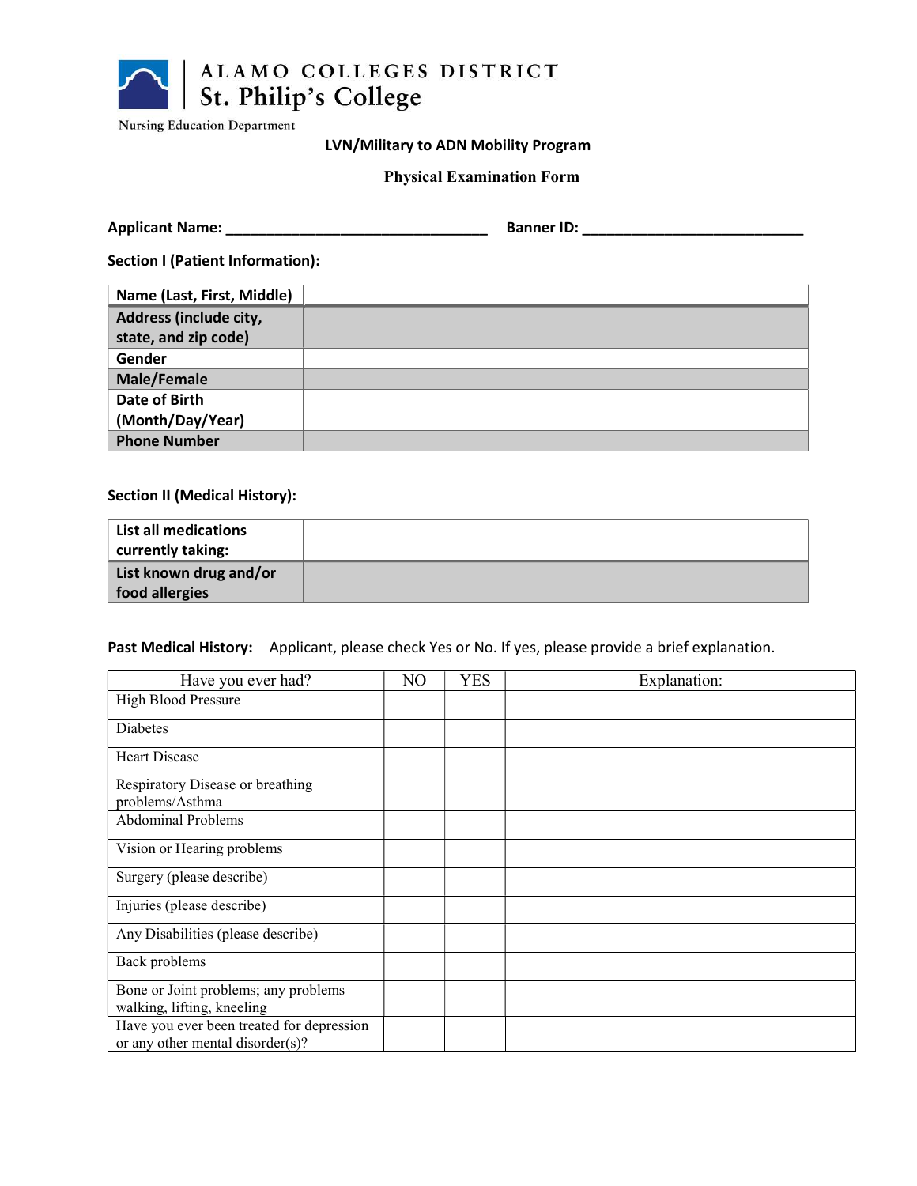ALAMO COLLEGES DISTRICT
St. Philip's College
Nursing Education Department

**LVN/Military to ADN Mobility Program**

**Physical Examination Form**

**Applicant Name:** ______________________________ **Banner ID:** __________________________

**Section I (Patient Information):**

| | |
|---|---|
| **Name (Last, First, Middle)** | |
| **Address (include city, state, and zip code)** | |
| **Gender** | |
| **Male/Female** | |
| **Date of Birth (Month/Day/Year)** | |
| **Phone Number** | |

**Section II (Medical History):**

| | |
|---|---|
| **List all medications currently taking:** | |
| **List known drug and/or food allergies** | |

**Past Medical History:** Applicant, please check Yes or No. If yes, please provide a brief explanation.

| Have you ever had? | NO | YES | Explanation: |
|---|---|---|---|
| High Blood Pressure | | | |
| Diabetes | | | |
| Heart Disease | | | |
| Respiratory Disease or breathing problems/Asthma | | | |
| Abdominal Problems | | | |
| Vision or Hearing problems | | | |
| Surgery (please describe) | | | |
| Injuries (please describe) | | | |
| Any Disabilities (please describe) | | | |
| Back problems | | | |
| Bone or Joint problems; any problems walking, lifting, kneeling | | | |
| Have you ever been treated for depression or any other mental disorder(s)? | | | |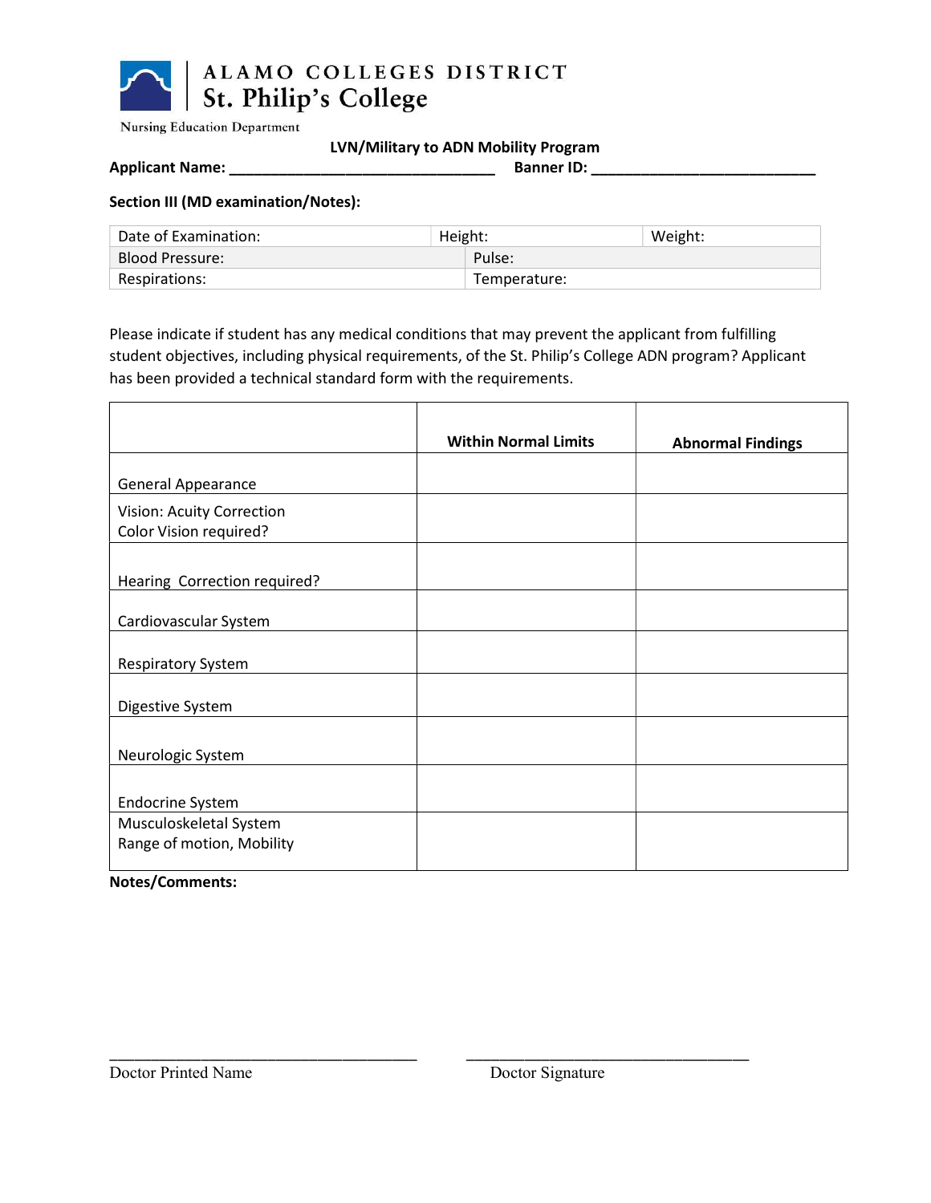ALAMO COLLEGES DISTRICT
St. Philip's College
Nursing Education Department

**LVN/Military to ADN Mobility Program**

**Applicant Name:** ________________________________ **Banner ID:** ___________________________

**Section III (MD examination/Notes):**

| | | |
|---|---|---|
| Date of Examination: | Height: | Weight: |
| Blood Pressure: | Pulse: | |
| Respirations: | Temperature: | |

Please indicate if student has any medical conditions that may prevent the applicant from fulfilling student objectives, including physical requirements, of the St. Philip's College ADN program? Applicant has been provided a technical standard form with the requirements.

| | **Within Normal Limits** | **Abnormal Findings** |
|---|---|---|
| General Appearance | | |
| Vision: Acuity Correction<br>Color Vision required? | | |
| Hearing Correction required? | | |
| Cardiovascular System | | |
| Respiratory System | | |
| Digestive System | | |
| Neurologic System | | |
| Endocrine System | | |
| Musculoskeletal System<br>Range of motion, Mobility | | |

**Notes/Comments:**

______________________________________ ___________________________________

Doctor Printed Name Doctor Signature